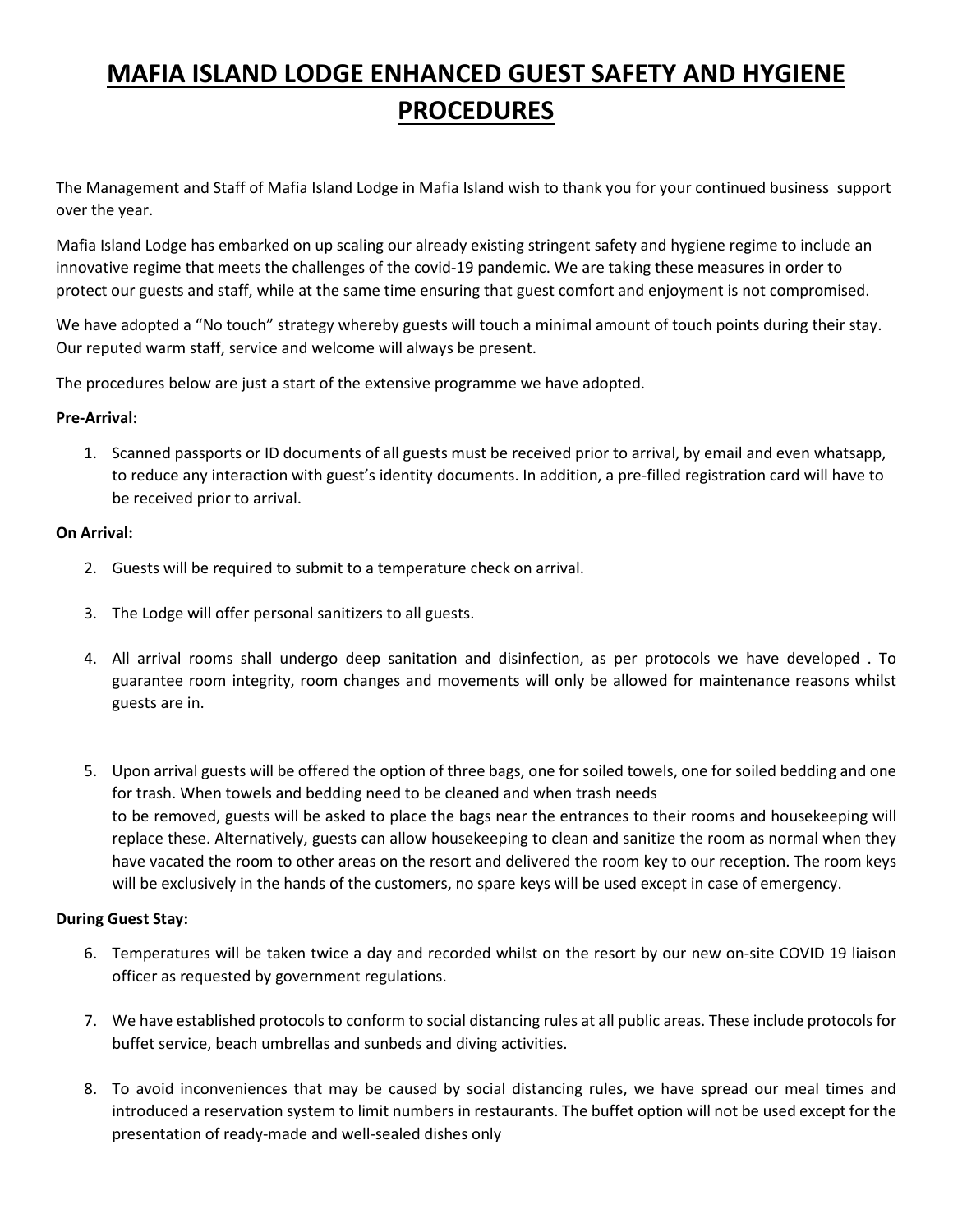# MAFIA ISLAND LODGE ENHANCED GUEST SAFETY AND HYGIENE PROCEDURES

The Management and Staff of Mafia Island Lodge in Mafia Island wish to thank you for your continued business support over the year.

Mafia Island Lodge has embarked on up scaling our already existing stringent safety and hygiene regime to include an innovative regime that meets the challenges of the covid-19 pandemic. We are taking these measures in order to protect our guests and staff, while at the same time ensuring that guest comfort and enjoyment is not compromised.

We have adopted a "No touch" strategy whereby guests will touch a minimal amount of touch points during their stay. Our reputed warm staff, service and welcome will always be present.

The procedures below are just a start of the extensive programme we have adopted.

**Pre-Arrival:**

1. Scanned passports or ID documents of all guests must be received prior to arrival, by email and even whatsapp, to reduce any interaction with guest's identity documents. In addition, a pre-filled registration card will have to be received prior to arrival.

**On Arrival:**

2. Guests will be required to submit to a temperature check on arrival.

3. The Lodge will offer personal sanitizers to all guests.

4. All arrival rooms shall undergo deep sanitation and disinfection, as per protocols we have developed . To guarantee room integrity, room changes and movements will only be allowed for maintenance reasons whilst guests are in.

5. Upon arrival guests will be offered the option of three bags, one for soiled towels, one for soiled bedding and one for trash. When towels and bedding need to be cleaned and when trash needs to be removed, guests will be asked to place the bags near the entrances to their rooms and housekeeping will replace these. Alternatively, guests can allow housekeeping to clean and sanitize the room as normal when they have vacated the room to other areas on the resort and delivered the room key to our reception. The room keys will be exclusively in the hands of the customers, no spare keys will be used except in case of emergency.

**During Guest Stay:**

6. Temperatures will be taken twice a day and recorded whilst on the resort by our new on-site COVID 19 liaison officer as requested by government regulations.

7. We have established protocols to conform to social distancing rules at all public areas. These include protocols for buffet service, beach umbrellas and sunbeds and diving activities.

8. To avoid inconveniences that may be caused by social distancing rules, we have spread our meal times and introduced a reservation system to limit numbers in restaurants. The buffet option will not be used except for the presentation of ready-made and well-sealed dishes only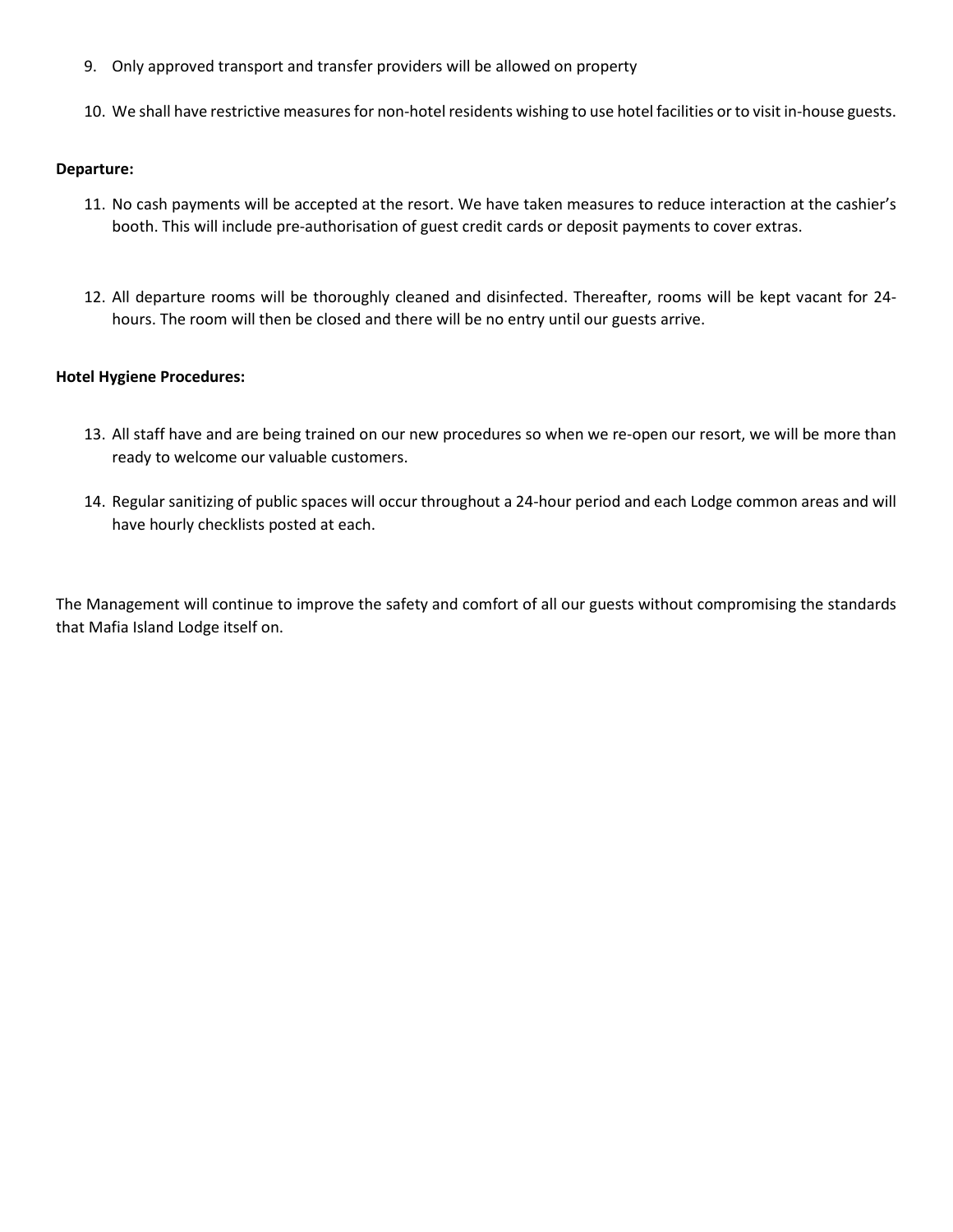9. Only approved transport and transfer providers will be allowed on property

10. We shall have restrictive measures for non-hotel residents wishing to use hotel facilities or to visit in-house guests.

**Departure:**

11. No cash payments will be accepted at the resort. We have taken measures to reduce interaction at the cashier's booth. This will include pre-authorisation of guest credit cards or deposit payments to cover extras.

12. All departure rooms will be thoroughly cleaned and disinfected. Thereafter, rooms will be kept vacant for 24-hours. The room will then be closed and there will be no entry until our guests arrive.

**Hotel Hygiene Procedures:**

13. All staff have and are being trained on our new procedures so when we re-open our resort, we will be more than ready to welcome our valuable customers.

14. Regular sanitizing of public spaces will occur throughout a 24-hour period and each Lodge common areas and will have hourly checklists posted at each.

The Management will continue to improve the safety and comfort of all our guests without compromising the standards that Mafia Island Lodge itself on.